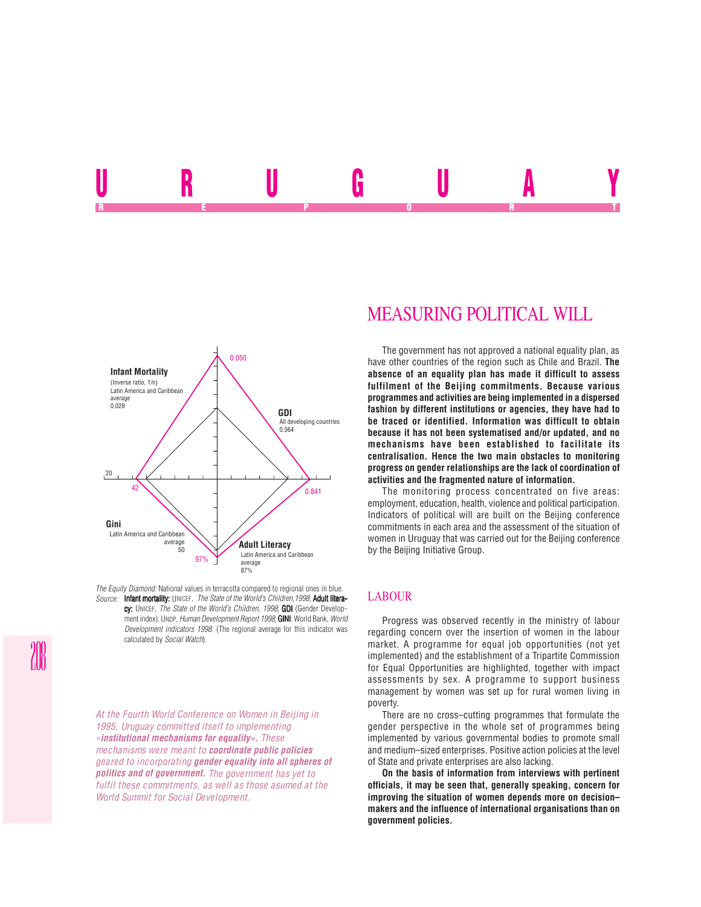# URUGUAY

REPORT

Infant Mortality
(Inverse ratio, 1/n)
Latin America and Caribbean average
0.029

0.050

GDI
All developing countries
0.564

0.841

20

42

Gini
Latin America and Caribbean average
50

97%

Adult Literacy
Latin America and Caribbean average
87%

*The Equity Diamond:* National values in terracotta compared to regional ones in blue.
*Source:* **Infant mortality:** UNICEF, *The State of the World's Children,1998*; **Adult literacy:** UNICEF, *The State of the World's Children, 1998*; **GDI** (Gender Development index): UNDP, *Human Development Report 1998*; **GINI**: World Bank, *World Development indicators 1998*. (The regional average for this indicator was calculated by *Social Watch*).

*At the Fourth World Conference on Women in Beijing in 1995, Uruguay committed itself to implementing «**institutional mechanisms for equality**». These mechanisms were meant to **coordinate public policies** geared to incorporating **gender equality into all spheres of politics and of government.** The government has yet to fulfil these commitments, as well as those asumed at the World Summit for Social Development.*

## MEASURING POLITICAL WILL

The government has not approved a national equality plan, as have other countries of the region such as Chile and Brazil. **The absence of an equality plan has made it difficult to assess fulfilment of the Beijing commitments. Because various programmes and activities are being implemented in a dispersed fashion by different institutions or agencies, they have had to be traced or identified. Information was difficult to obtain because it has not been systematised and/or updated, and no mechanisms have been established to facilitate its centralisation. Hence the two main obstacles to monitoring progress on gender relationships are the lack of coordination of activities and the fragmented nature of information.**

The monitoring process concentrated on five areas: employment, education, health, violence and political participation. Indicators of political will are built on the Beijing conference commitments in each area and the assessment of the situation of women in Uruguay that was carried out for the Beijing conference by the Beijing Initiative Group.

## LABOUR

Progress was observed recently in the ministry of labour regarding concern over the insertion of women in the labour market. A programme for equal job opportunities (not yet implemented) and the establishment of a Tripartite Commission for Equal Opportunities are highlighted, together with impact assessments by sex. A programme to support business management by women was set up for rural women living in poverty.

There are no cross–cutting programmes that formulate the gender perspective in the whole set of programmes being implemented by various governmental bodies to promote small and medium–sized enterprises. Positive action policies at the level of State and private enterprises are also lacking.

**On the basis of information from interviews with pertinent officials, it may be seen that, generally speaking, concern for improving the situation of women depends more on decision–makers and the influence of international organisations than on government policies.**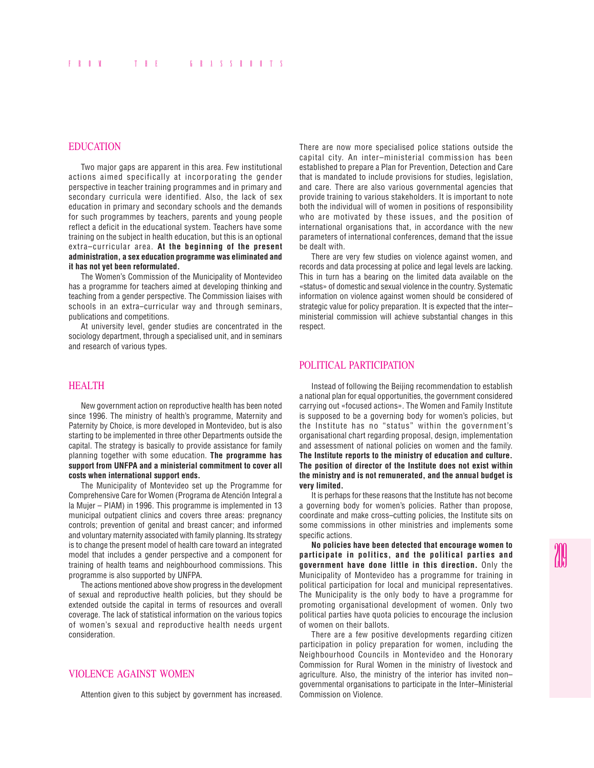## EDUCATION

Two major gaps are apparent in this area. Few institutional actions aimed specifically at incorporating the gender perspective in teacher training programmes and in primary and secondary curricula were identified. Also, the lack of sex education in primary and secondary schools and the demands for such programmes by teachers, parents and young people reflect a deficit in the educational system. Teachers have some training on the subject in health education, but this is an optional extra–curricular area. **At the beginning of the present administration, a sex education programme was eliminated and it has not yet been reformulated.**

The Women's Commission of the Municipality of Montevideo has a programme for teachers aimed at developing thinking and teaching from a gender perspective. The Commission liaises with schools in an extra–curricular way and through seminars, publications and competitions.

At university level, gender studies are concentrated in the sociology department, through a specialised unit, and in seminars and research of various types.

## HEALTH

New government action on reproductive health has been noted since 1996. The ministry of health's programme, Maternity and Paternity by Choice, is more developed in Montevideo, but is also starting to be implemented in three other Departments outside the capital. The strategy is basically to provide assistance for family planning together with some education. **The programme has support from UNFPA and a ministerial commitment to cover all costs when international support ends.**

The Municipality of Montevideo set up the Programme for Comprehensive Care for Women (Programa de Atención Integral a la Mujer – PIAM) in 1996. This programme is implemented in 13 municipal outpatient clinics and covers three areas: pregnancy controls; prevention of genital and breast cancer; and informed and voluntary maternity associated with family planning. Its strategy is to change the present model of health care toward an integrated model that includes a gender perspective and a component for training of health teams and neighbourhood commissions. This programme is also supported by UNFPA.

The actions mentioned above show progress in the development of sexual and reproductive health policies, but they should be extended outside the capital in terms of resources and overall coverage. The lack of statistical information on the various topics of women's sexual and reproductive health needs urgent consideration.

## VIOLENCE AGAINST WOMEN

Attention given to this subject by government has increased. There are now more specialised police stations outside the capital city. An inter–ministerial commission has been established to prepare a Plan for Prevention, Detection and Care that is mandated to include provisions for studies, legislation, and care. There are also various governmental agencies that provide training to various stakeholders. It is important to note both the individual will of women in positions of responsibility who are motivated by these issues, and the position of international organisations that, in accordance with the new parameters of international conferences, demand that the issue be dealt with.

There are very few studies on violence against women, and records and data processing at police and legal levels are lacking. This in turn has a bearing on the limited data available on the «status» of domestic and sexual violence in the country. Systematic information on violence against women should be considered of strategic value for policy preparation. It is expected that the inter–ministerial commission will achieve substantial changes in this respect.

## POLITICAL PARTICIPATION

Instead of following the Beijing recommendation to establish a national plan for equal opportunities, the government considered carrying out «focused actions». The Women and Family Institute is supposed to be a governing body for women's policies, but the Institute has no "status" within the government's organisational chart regarding proposal, design, implementation and assessment of national policies on women and the family. **The Institute reports to the ministry of education and culture. The position of director of the Institute does not exist within the ministry and is not remunerated, and the annual budget is very limited.**

It is perhaps for these reasons that the Institute has not become a governing body for women's policies. Rather than propose, coordinate and make cross–cutting policies, the Institute sits on some commissions in other ministries and implements some specific actions.

**No policies have been detected that encourage women to participate in politics, and the political parties and government have done little in this direction.** Only the Municipality of Montevideo has a programme for training in political participation for local and municipal representatives. The Municipality is the only body to have a programme for promoting organisational development of women. Only two political parties have quota policies to encourage the inclusion of women on their ballots.

There are a few positive developments regarding citizen participation in policy preparation for women, including the Neighbourhood Councils in Montevideo and the Honorary Commission for Rural Women in the ministry of livestock and agriculture. Also, the ministry of the interior has invited non–governmental organisations to participate in the Inter–Ministerial Commission on Violence.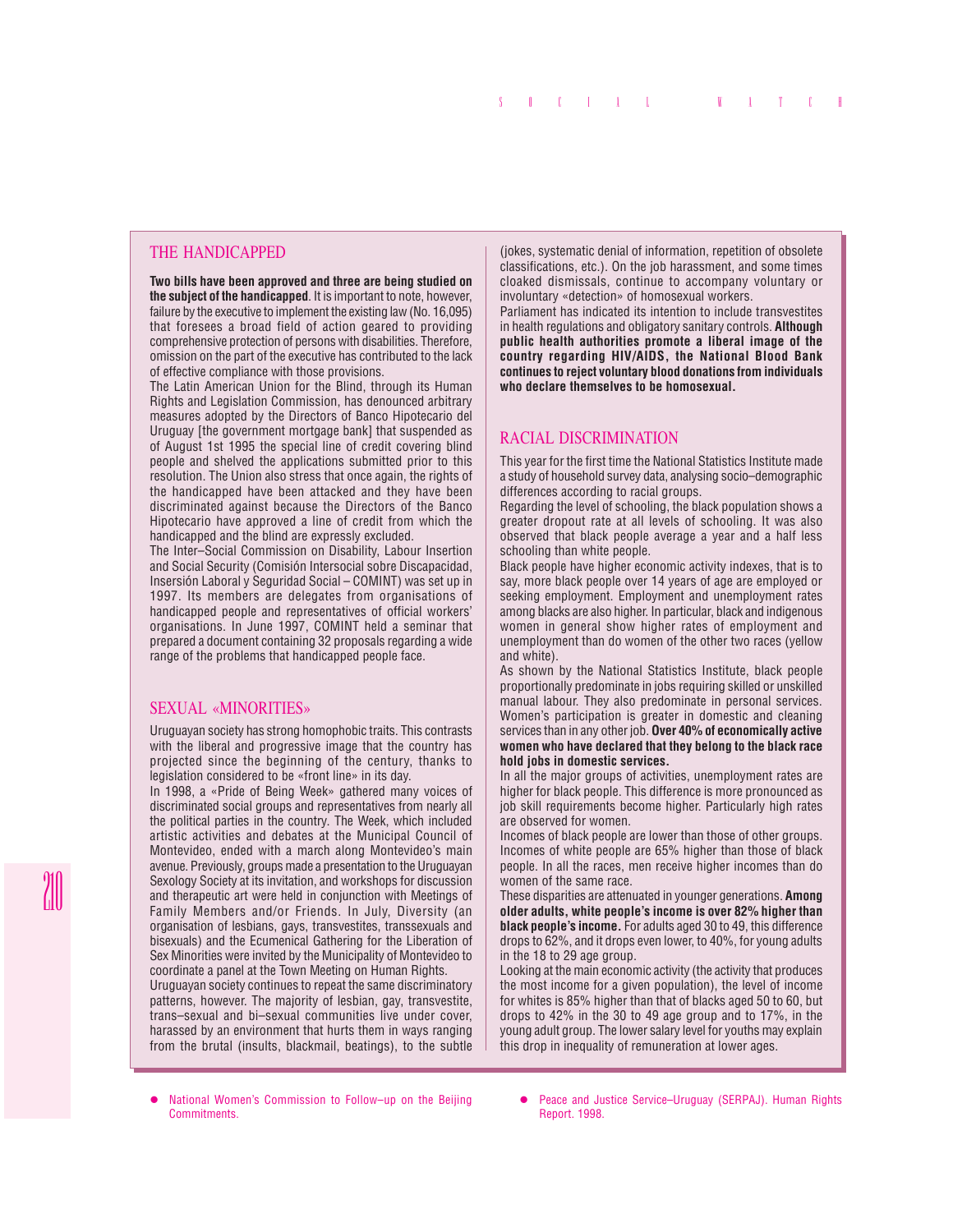## THE HANDICAPPED

**Two bills have been approved and three are being studied on the subject of the handicapped**. It is important to note, however, failure by the executive to implement the existing law (No. 16,095) that foresees a broad field of action geared to providing comprehensive protection of persons with disabilities. Therefore, omission on the part of the executive has contributed to the lack of effective compliance with those provisions.

The Latin American Union for the Blind, through its Human Rights and Legislation Commission, has denounced arbitrary measures adopted by the Directors of Banco Hipotecario del Uruguay [the government mortgage bank] that suspended as of August 1st 1995 the special line of credit covering blind people and shelved the applications submitted prior to this resolution. The Union also stress that once again, the rights of the handicapped have been attacked and they have been discriminated against because the Directors of the Banco Hipotecario have approved a line of credit from which the handicapped and the blind are expressly excluded.

The Inter–Social Commission on Disability, Labour Insertion and Social Security (Comisión Intersocial sobre Discapacidad, Inserción Laboral y Seguridad Social – COMINT) was set up in 1997. Its members are delegates from organisations of handicapped people and representatives of official workers' organisations. In June 1997, COMINT held a seminar that prepared a document containing 32 proposals regarding a wide range of the problems that handicapped people face.

## SEXUAL «MINORITIES»

Uruguayan society has strong homophobic traits. This contrasts with the liberal and progressive image that the country has projected since the beginning of the century, thanks to legislation considered to be «front line» in its day.

In 1998, a «Pride of Being Week» gathered many voices of discriminated social groups and representatives from nearly all the political parties in the country. The Week, which included artistic activities and debates at the Municipal Council of Montevideo, ended with a march along Montevideo's main avenue. Previously, groups made a presentation to the Uruguayan Sexology Society at its invitation, and workshops for discussion and therapeutic art were held in conjunction with Meetings of Family Members and/or Friends. In July, Diversity (an organisation of lesbians, gays, transvestites, transsexuals and bisexuals) and the Ecumenical Gathering for the Liberation of Sex Minorities were invited by the Municipality of Montevideo to coordinate a panel at the Town Meeting on Human Rights.

Uruguayan society continues to repeat the same discriminatory patterns, however. The majority of lesbian, gay, transvestite, trans–sexual and bi–sexual communities live under cover, harassed by an environment that hurts them in ways ranging from the brutal (insults, blackmail, beatings), to the subtle (jokes, systematic denial of information, repetition of obsolete classifications, etc.). On the job harassment, and some times cloaked dismissals, continue to accompany voluntary or involuntary «detection» of homosexual workers.

Parliament has indicated its intention to include transvestites in health regulations and obligatory sanitary controls. **Although public health authorities promote a liberal image of the country regarding HIV/AIDS, the National Blood Bank continues to reject voluntary blood donations from individuals who declare themselves to be homosexual.**

## RACIAL DISCRIMINATION

This year for the first time the National Statistics Institute made a study of household survey data, analysing socio–demographic differences according to racial groups.

Regarding the level of schooling, the black population shows a greater dropout rate at all levels of schooling. It was also observed that black people average a year and a half less schooling than white people.

Black people have higher economic activity indexes, that is to say, more black people over 14 years of age are employed or seeking employment. Employment and unemployment rates among blacks are also higher. In particular, black and indigenous women in general show higher rates of employment and unemployment than do women of the other two races (yellow and white).

As shown by the National Statistics Institute, black people proportionally predominate in jobs requiring skilled or unskilled manual labour. They also predominate in personal services. Women's participation is greater in domestic and cleaning services than in any other job. **Over 40% of economically active women who have declared that they belong to the black race hold jobs in domestic services.**

In all the major groups of activities, unemployment rates are higher for black people. This difference is more pronounced as job skill requirements become higher. Particularly high rates are observed for women.

Incomes of black people are lower than those of other groups. Incomes of white people are 65% higher than those of black people. In all the races, men receive higher incomes than do women of the same race.

These disparities are attenuated in younger generations. **Among older adults, white people's income is over 82% higher than black people's income.** For adults aged 30 to 49, this difference drops to 62%, and it drops even lower, to 40%, for young adults in the 18 to 29 age group.

Looking at the main economic activity (the activity that produces the most income for a given population), the level of income for whites is 85% higher than that of blacks aged 50 to 60, but drops to 42% in the 30 to 49 age group and to 17%, in the young adult group. The lower salary level for youths may explain this drop in inequality of remuneration at lower ages.

- National Women's Commission to Follow–up on the Beijing Commitments.
- Peace and Justice Service–Uruguay (SERPAJ). Human Rights Report. 1998.